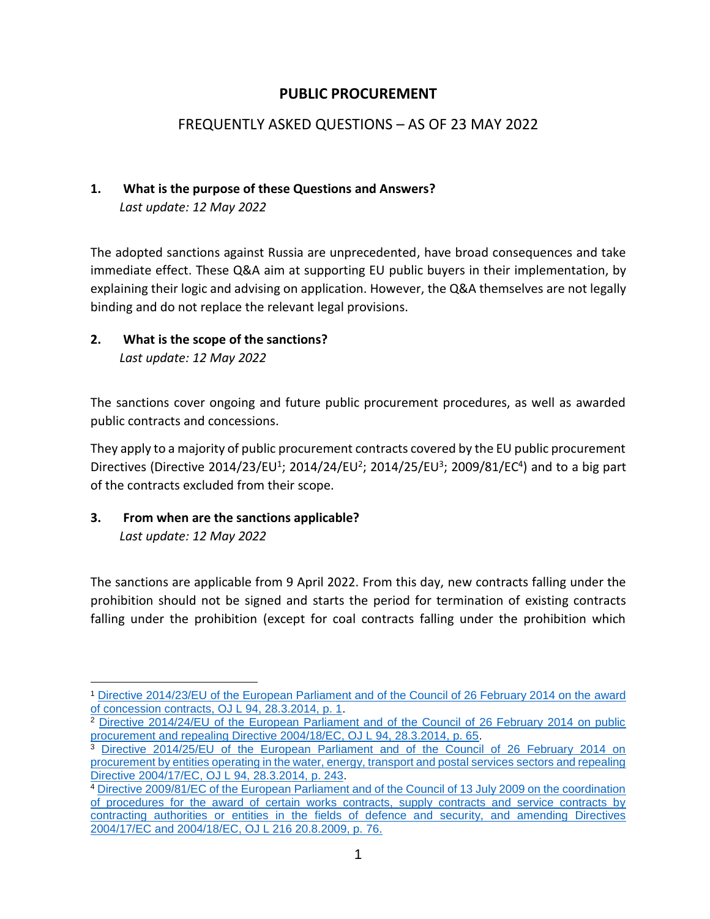# PUBLIC PROCUREMENT

## FREQUENTLY ASKED QUESTIONS – AS OF 23 MAY 2022

### 1. What is the purpose of these Questions and Answers?

*Last update: 12 May 2022*

The adopted sanctions against Russia are unprecedented, have broad consequences and take immediate effect. These Q&A aim at supporting EU public buyers in their implementation, by explaining their logic and advising on application. However, the Q&A themselves are not legally binding and do not replace the relevant legal provisions.

### 2. What is the scope of the sanctions?

*Last update: 12 May 2022*

The sanctions cover ongoing and future public procurement procedures, as well as awarded public contracts and concessions.

They apply to a majority of public procurement contracts covered by the EU public procurement Directives (Directive 2014/23/EU[1]; 2014/24/EU[2]; 2014/25/EU[3]; 2009/81/EC[4]) and to a big part of the contracts excluded from their scope.

### 3. From when are the sanctions applicable?

*Last update: 12 May 2022*

The sanctions are applicable from 9 April 2022. From this day, new contracts falling under the prohibition should not be signed and starts the period for termination of existing contracts falling under the prohibition (except for coal contracts falling under the prohibition which

---

[1] Directive 2014/23/EU of the European Parliament and of the Council of 26 February 2014 on the award of concession contracts, OJ L 94, 28.3.2014, p. 1.

[2] Directive 2014/24/EU of the European Parliament and of the Council of 26 February 2014 on public procurement and repealing Directive 2004/18/EC, OJ L 94, 28.3.2014, p. 65.

[3] Directive 2014/25/EU of the European Parliament and of the Council of 26 February 2014 on procurement by entities operating in the water, energy, transport and postal services sectors and repealing Directive 2004/17/EC, OJ L 94, 28.3.2014, p. 243.

[4] Directive 2009/81/EC of the European Parliament and of the Council of 13 July 2009 on the coordination of procedures for the award of certain works contracts, supply contracts and service contracts by contracting authorities or entities in the fields of defence and security, and amending Directives 2004/17/EC and 2004/18/EC, OJ L 216 20.8.2009, p. 76.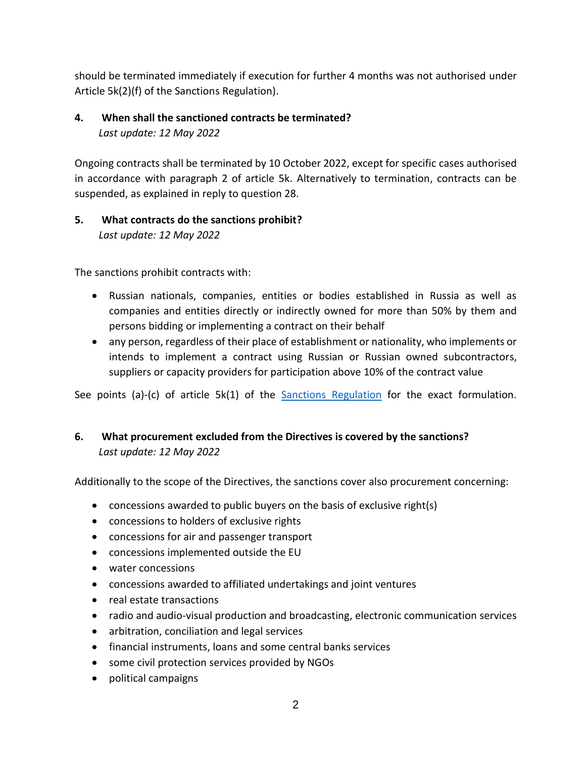should be terminated immediately if execution for further 4 months was not authorised under Article 5k(2)(f) of the Sanctions Regulation).

## 4. When shall the sanctioned contracts be terminated?

*Last update: 12 May 2022*

Ongoing contracts shall be terminated by 10 October 2022, except for specific cases authorised in accordance with paragraph 2 of article 5k. Alternatively to termination, contracts can be suspended, as explained in reply to question 28.

## 5. What contracts do the sanctions prohibit?

*Last update: 12 May 2022*

The sanctions prohibit contracts with:

- Russian nationals, companies, entities or bodies established in Russia as well as companies and entities directly or indirectly owned for more than 50% by them and persons bidding or implementing a contract on their behalf
- any person, regardless of their place of establishment or nationality, who implements or intends to implement a contract using Russian or Russian owned subcontractors, suppliers or capacity providers for participation above 10% of the contract value

See points (a)-(c) of article 5k(1) of the [Sanctions Regulation]() for the exact formulation.

## 6. What procurement excluded from the Directives is covered by the sanctions?

*Last update: 12 May 2022*

Additionally to the scope of the Directives, the sanctions cover also procurement concerning:

- concessions awarded to public buyers on the basis of exclusive right(s)
- concessions to holders of exclusive rights
- concessions for air and passenger transport
- concessions implemented outside the EU
- water concessions
- concessions awarded to affiliated undertakings and joint ventures
- real estate transactions
- radio and audio-visual production and broadcasting, electronic communication services
- arbitration, conciliation and legal services
- financial instruments, loans and some central banks services
- some civil protection services provided by NGOs
- political campaigns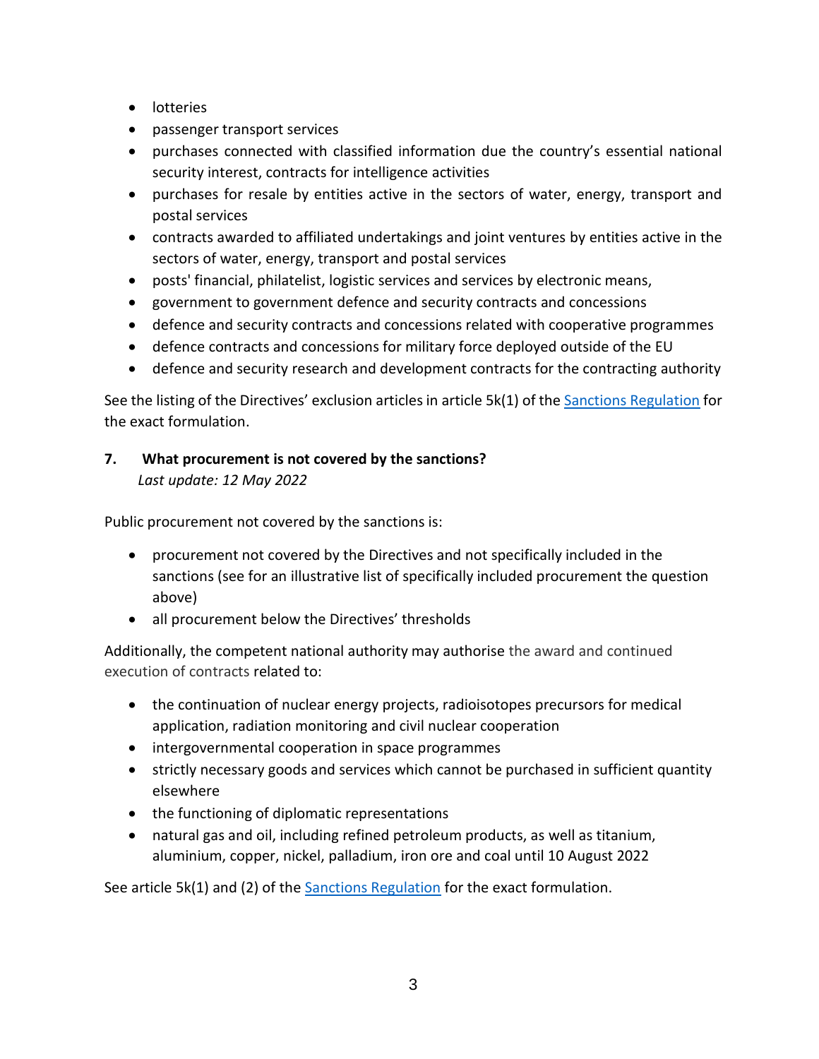- lotteries
- passenger transport services
- purchases connected with classified information due the country's essential national security interest, contracts for intelligence activities
- purchases for resale by entities active in the sectors of water, energy, transport and postal services
- contracts awarded to affiliated undertakings and joint ventures by entities active in the sectors of water, energy, transport and postal services
- posts' financial, philatelist, logistic services and services by electronic means,
- government to government defence and security contracts and concessions
- defence and security contracts and concessions related with cooperative programmes
- defence contracts and concessions for military force deployed outside of the EU
- defence and security research and development contracts for the contracting authority

See the listing of the Directives' exclusion articles in article 5k(1) of the Sanctions Regulation for the exact formulation.

## 7. What procurement is not covered by the sanctions?

*Last update: 12 May 2022*

Public procurement not covered by the sanctions is:

- procurement not covered by the Directives and not specifically included in the sanctions (see for an illustrative list of specifically included procurement the question above)
- all procurement below the Directives' thresholds

Additionally, the competent national authority may authorise the award and continued execution of contracts related to:

- the continuation of nuclear energy projects, radioisotopes precursors for medical application, radiation monitoring and civil nuclear cooperation
- intergovernmental cooperation in space programmes
- strictly necessary goods and services which cannot be purchased in sufficient quantity elsewhere
- the functioning of diplomatic representations
- natural gas and oil, including refined petroleum products, as well as titanium, aluminium, copper, nickel, palladium, iron ore and coal until 10 August 2022

See article 5k(1) and (2) of the Sanctions Regulation for the exact formulation.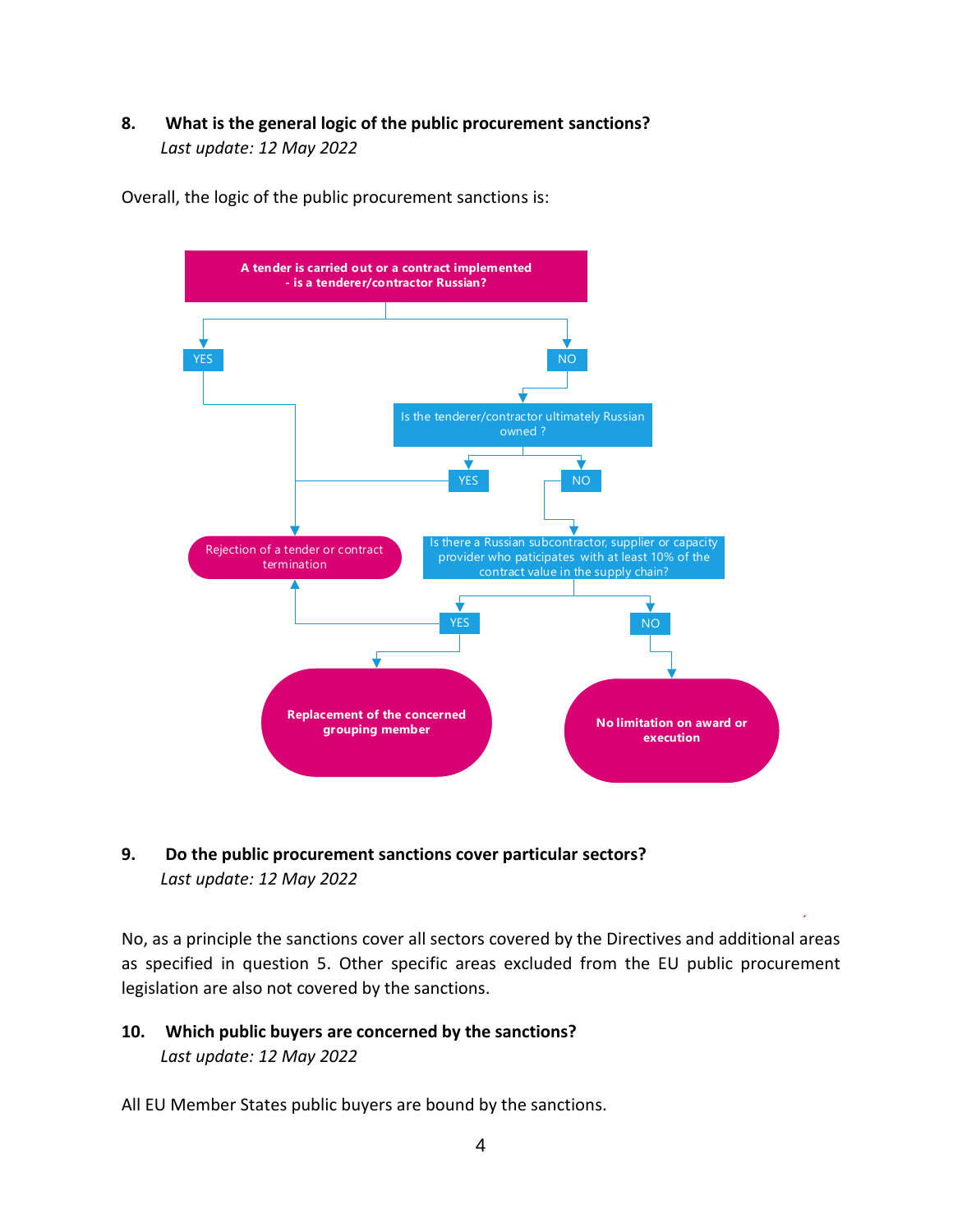## 8. What is the general logic of the public procurement sanctions?

*Last update: 12 May 2022*

Overall, the logic of the public procurement sanctions is:

A tender is carried out or a contract implemented - is a tenderer/contractor Russian?

- YES → Rejection of a tender or contract termination
- NO → Is the tenderer/contractor ultimately Russian owned ?
  - YES → Rejection of a tender or contract termination
  - NO → Is there a Russian subcontractor, supplier or capacity provider who participates with at least 10% of the contract value in the supply chain?
    - YES → Rejection of a tender or contract termination / Replacement of the concerned grouping member
    - NO → No limitation on award or execution

## 9. Do the public procurement sanctions cover particular sectors?

*Last update: 12 May 2022*

No, as a principle the sanctions cover all sectors covered by the Directives and additional areas as specified in question 5. Other specific areas excluded from the EU public procurement legislation are also not covered by the sanctions.

## 10. Which public buyers are concerned by the sanctions?

*Last update: 12 May 2022*

All EU Member States public buyers are bound by the sanctions.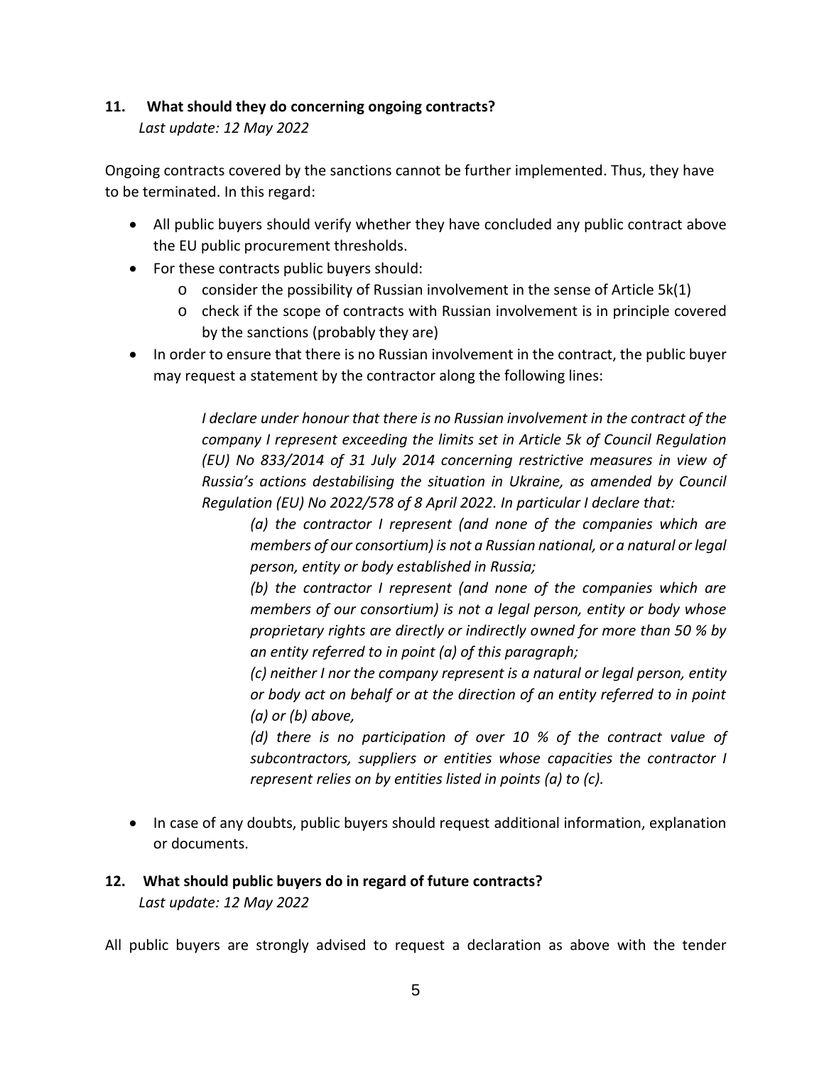## 11. What should they do concerning ongoing contracts?

*Last update: 12 May 2022*

Ongoing contracts covered by the sanctions cannot be further implemented. Thus, they have to be terminated. In this regard:

- All public buyers should verify whether they have concluded any public contract above the EU public procurement thresholds.
- For these contracts public buyers should:
  - consider the possibility of Russian involvement in the sense of Article 5k(1)
  - check if the scope of contracts with Russian involvement is in principle covered by the sanctions (probably they are)
- In order to ensure that there is no Russian involvement in the contract, the public buyer may request a statement by the contractor along the following lines:

  > *I declare under honour that there is no Russian involvement in the contract of the company I represent exceeding the limits set in Article 5k of Council Regulation (EU) No 833/2014 of 31 July 2014 concerning restrictive measures in view of Russia's actions destabilising the situation in Ukraine, as amended by Council Regulation (EU) No 2022/578 of 8 April 2022. In particular I declare that:*
  >
  > *(a) the contractor I represent (and none of the companies which are members of our consortium) is not a Russian national, or a natural or legal person, entity or body established in Russia;*
  >
  > *(b) the contractor I represent (and none of the companies which are members of our consortium) is not a legal person, entity or body whose proprietary rights are directly or indirectly owned for more than 50 % by an entity referred to in point (a) of this paragraph;*
  >
  > *(c) neither I nor the company represent is a natural or legal person, entity or body act on behalf or at the direction of an entity referred to in point (a) or (b) above,*
  >
  > *(d) there is no participation of over 10 % of the contract value of subcontractors, suppliers or entities whose capacities the contractor I represent relies on by entities listed in points (a) to (c).*

- In case of any doubts, public buyers should request additional information, explanation or documents.

## 12. What should public buyers do in regard of future contracts?

*Last update: 12 May 2022*

All public buyers are strongly advised to request a declaration as above with the tender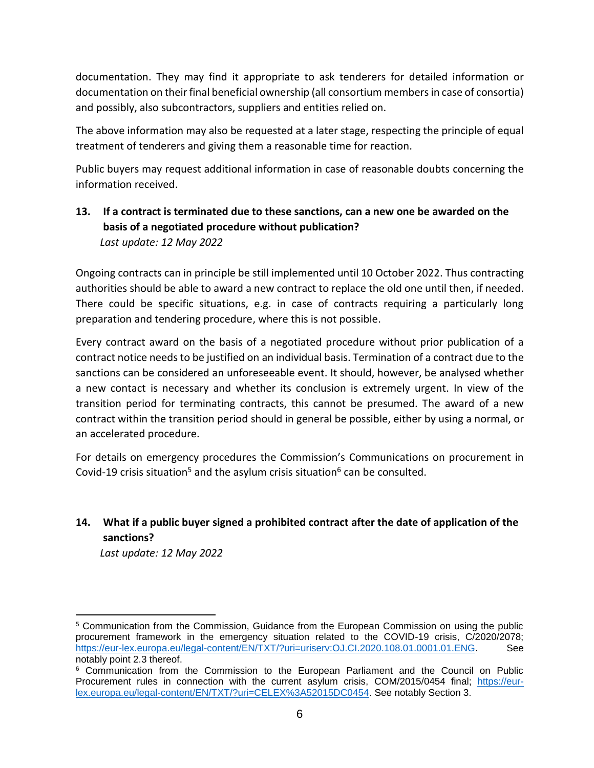documentation. They may find it appropriate to ask tenderers for detailed information or documentation on their final beneficial ownership (all consortium members in case of consortia) and possibly, also subcontractors, suppliers and entities relied on.

The above information may also be requested at a later stage, respecting the principle of equal treatment of tenderers and giving them a reasonable time for reaction.

Public buyers may request additional information in case of reasonable doubts concerning the information received.

## 13. If a contract is terminated due to these sanctions, can a new one be awarded on the basis of a negotiated procedure without publication?

*Last update: 12 May 2022*

Ongoing contracts can in principle be still implemented until 10 October 2022. Thus contracting authorities should be able to award a new contract to replace the old one until then, if needed. There could be specific situations, e.g. in case of contracts requiring a particularly long preparation and tendering procedure, where this is not possible.

Every contract award on the basis of a negotiated procedure without prior publication of a contract notice needs to be justified on an individual basis. Termination of a contract due to the sanctions can be considered an unforeseeable event. It should, however, be analysed whether a new contact is necessary and whether its conclusion is extremely urgent. In view of the transition period for terminating contracts, this cannot be presumed. The award of a new contract within the transition period should in general be possible, either by using a normal, or an accelerated procedure.

For details on emergency procedures the Commission's Communications on procurement in Covid-19 crisis situation[5] and the asylum crisis situation[6] can be consulted.

## 14. What if a public buyer signed a prohibited contract after the date of application of the sanctions?

*Last update: 12 May 2022*

---

[5] Communication from the Commission, Guidance from the European Commission on using the public procurement framework in the emergency situation related to the COVID-19 crisis, C/2020/2078; https://eur-lex.europa.eu/legal-content/EN/TXT/?uri=uriserv:OJ.CI.2020.108.01.0001.01.ENG. See notably point 2.3 thereof.

[6] Communication from the Commission to the European Parliament and the Council on Public Procurement rules in connection with the current asylum crisis, COM/2015/0454 final; https://eur-lex.europa.eu/legal-content/EN/TXT/?uri=CELEX%3A52015DC0454. See notably Section 3.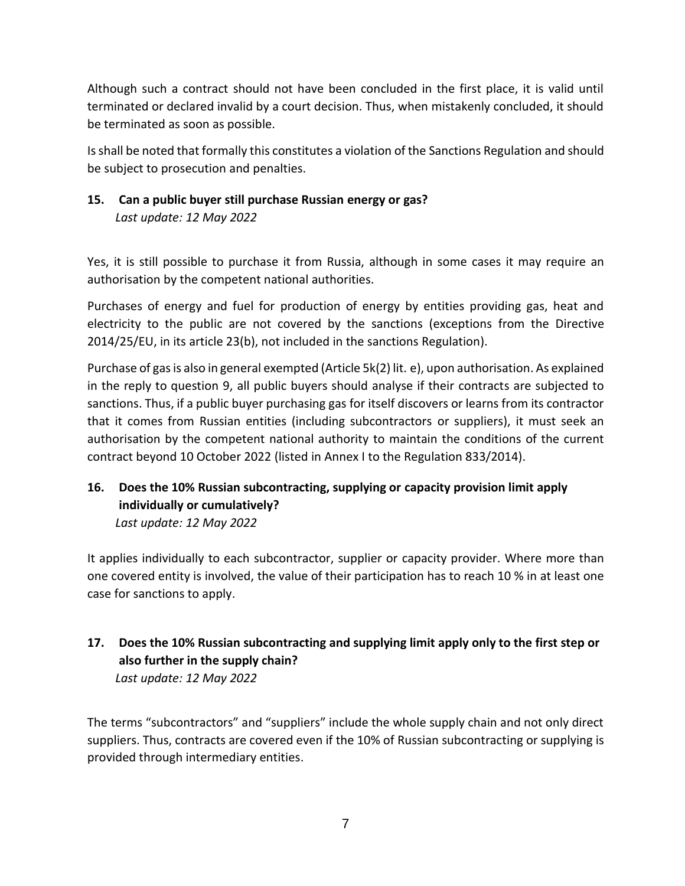Although such a contract should not have been concluded in the first place, it is valid until terminated or declared invalid by a court decision. Thus, when mistakenly concluded, it should be terminated as soon as possible.

Is shall be noted that formally this constitutes a violation of the Sanctions Regulation and should be subject to prosecution and penalties.

## 15. Can a public buyer still purchase Russian energy or gas?

*Last update: 12 May 2022*

Yes, it is still possible to purchase it from Russia, although in some cases it may require an authorisation by the competent national authorities.

Purchases of energy and fuel for production of energy by entities providing gas, heat and electricity to the public are not covered by the sanctions (exceptions from the Directive 2014/25/EU, in its article 23(b), not included in the sanctions Regulation).

Purchase of gas is also in general exempted (Article 5k(2) lit. e), upon authorisation. As explained in the reply to question 9, all public buyers should analyse if their contracts are subjected to sanctions. Thus, if a public buyer purchasing gas for itself discovers or learns from its contractor that it comes from Russian entities (including subcontractors or suppliers), it must seek an authorisation by the competent national authority to maintain the conditions of the current contract beyond 10 October 2022 (listed in Annex I to the Regulation 833/2014).

## 16. Does the 10% Russian subcontracting, supplying or capacity provision limit apply individually or cumulatively?

*Last update: 12 May 2022*

It applies individually to each subcontractor, supplier or capacity provider. Where more than one covered entity is involved, the value of their participation has to reach 10 % in at least one case for sanctions to apply.

## 17. Does the 10% Russian subcontracting and supplying limit apply only to the first step or also further in the supply chain?

*Last update: 12 May 2022*

The terms "subcontractors" and "suppliers" include the whole supply chain and not only direct suppliers. Thus, contracts are covered even if the 10% of Russian subcontracting or supplying is provided through intermediary entities.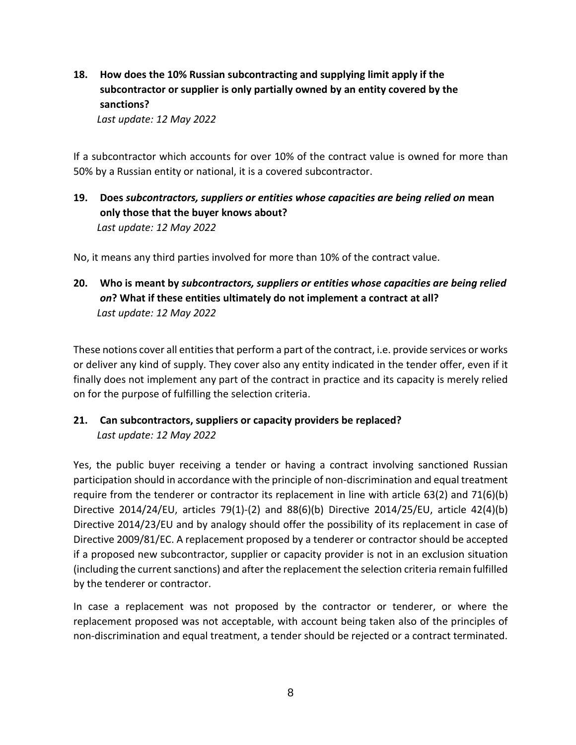**18. How does the 10% Russian subcontracting and supplying limit apply if the subcontractor or supplier is only partially owned by an entity covered by the sanctions?**

*Last update: 12 May 2022*

If a subcontractor which accounts for over 10% of the contract value is owned for more than 50% by a Russian entity or national, it is a covered subcontractor.

**19. Does *subcontractors, suppliers or entities whose capacities are being relied on* mean only those that the buyer knows about?**

*Last update: 12 May 2022*

No, it means any third parties involved for more than 10% of the contract value.

**20. Who is meant by *subcontractors, suppliers or entities whose capacities are being relied on*? What if these entities ultimately do not implement a contract at all?**

*Last update: 12 May 2022*

These notions cover all entities that perform a part of the contract, i.e. provide services or works or deliver any kind of supply. They cover also any entity indicated in the tender offer, even if it finally does not implement any part of the contract in practice and its capacity is merely relied on for the purpose of fulfilling the selection criteria.

**21. Can subcontractors, suppliers or capacity providers be replaced?**

*Last update: 12 May 2022*

Yes, the public buyer receiving a tender or having a contract involving sanctioned Russian participation should in accordance with the principle of non-discrimination and equal treatment require from the tenderer or contractor its replacement in line with article 63(2) and 71(6)(b) Directive 2014/24/EU, articles 79(1)-(2) and 88(6)(b) Directive 2014/25/EU, article 42(4)(b) Directive 2014/23/EU and by analogy should offer the possibility of its replacement in case of Directive 2009/81/EC. A replacement proposed by a tenderer or contractor should be accepted if a proposed new subcontractor, supplier or capacity provider is not in an exclusion situation (including the current sanctions) and after the replacement the selection criteria remain fulfilled by the tenderer or contractor.

In case a replacement was not proposed by the contractor or tenderer, or where the replacement proposed was not acceptable, with account being taken also of the principles of non-discrimination and equal treatment, a tender should be rejected or a contract terminated.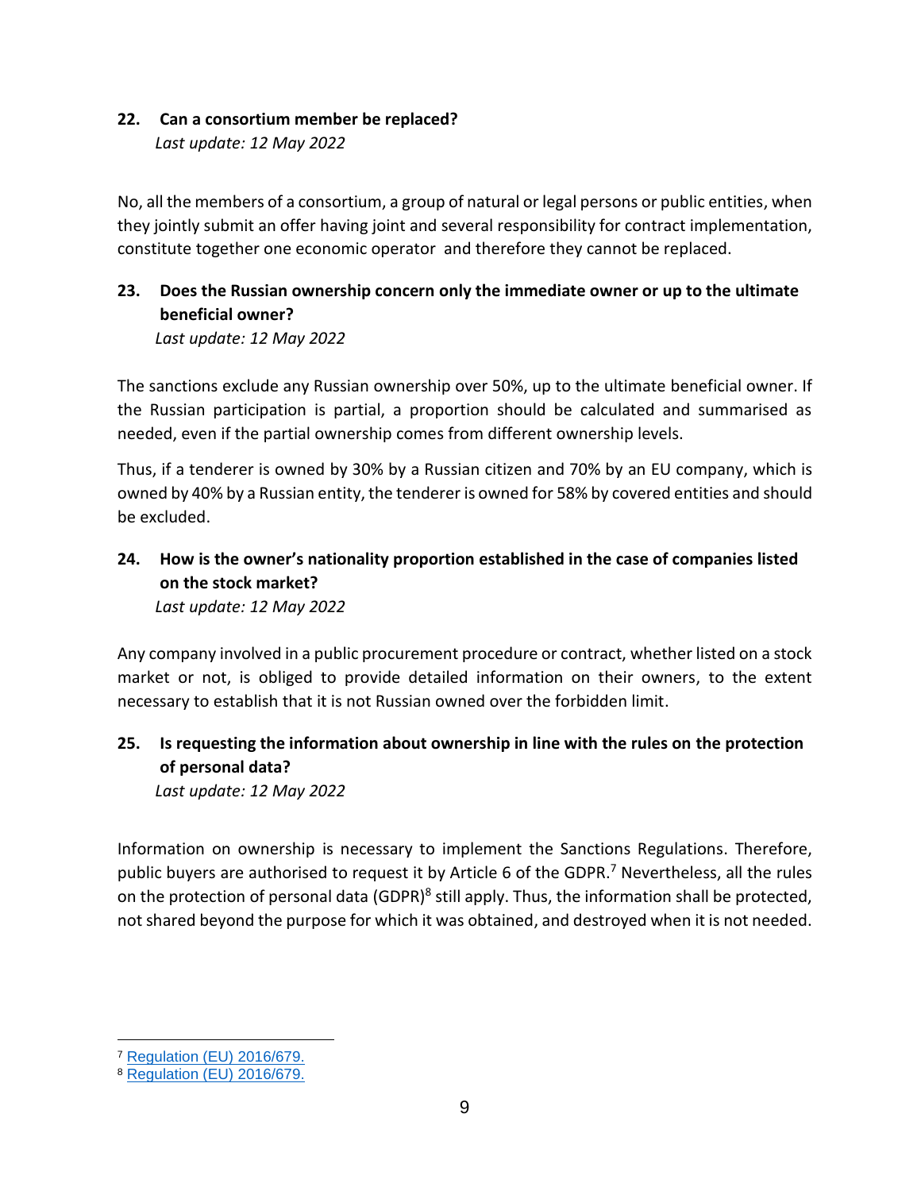### 22. Can a consortium member be replaced?

*Last update: 12 May 2022*

No, all the members of a consortium, a group of natural or legal persons or public entities, when they jointly submit an offer having joint and several responsibility for contract implementation, constitute together one economic operator and therefore they cannot be replaced.

### 23. Does the Russian ownership concern only the immediate owner or up to the ultimate beneficial owner?

*Last update: 12 May 2022*

The sanctions exclude any Russian ownership over 50%, up to the ultimate beneficial owner. If the Russian participation is partial, a proportion should be calculated and summarised as needed, even if the partial ownership comes from different ownership levels.

Thus, if a tenderer is owned by 30% by a Russian citizen and 70% by an EU company, which is owned by 40% by a Russian entity, the tenderer is owned for 58% by covered entities and should be excluded.

### 24. How is the owner's nationality proportion established in the case of companies listed on the stock market?

*Last update: 12 May 2022*

Any company involved in a public procurement procedure or contract, whether listed on a stock market or not, is obliged to provide detailed information on their owners, to the extent necessary to establish that it is not Russian owned over the forbidden limit.

### 25. Is requesting the information about ownership in line with the rules on the protection of personal data?

*Last update: 12 May 2022*

Information on ownership is necessary to implement the Sanctions Regulations. Therefore, public buyers are authorised to request it by Article 6 of the GDPR.[7] Nevertheless, all the rules on the protection of personal data (GDPR)[8] still apply. Thus, the information shall be protected, not shared beyond the purpose for which it was obtained, and destroyed when it is not needed.

---

[7] Regulation (EU) 2016/679.

[8] Regulation (EU) 2016/679.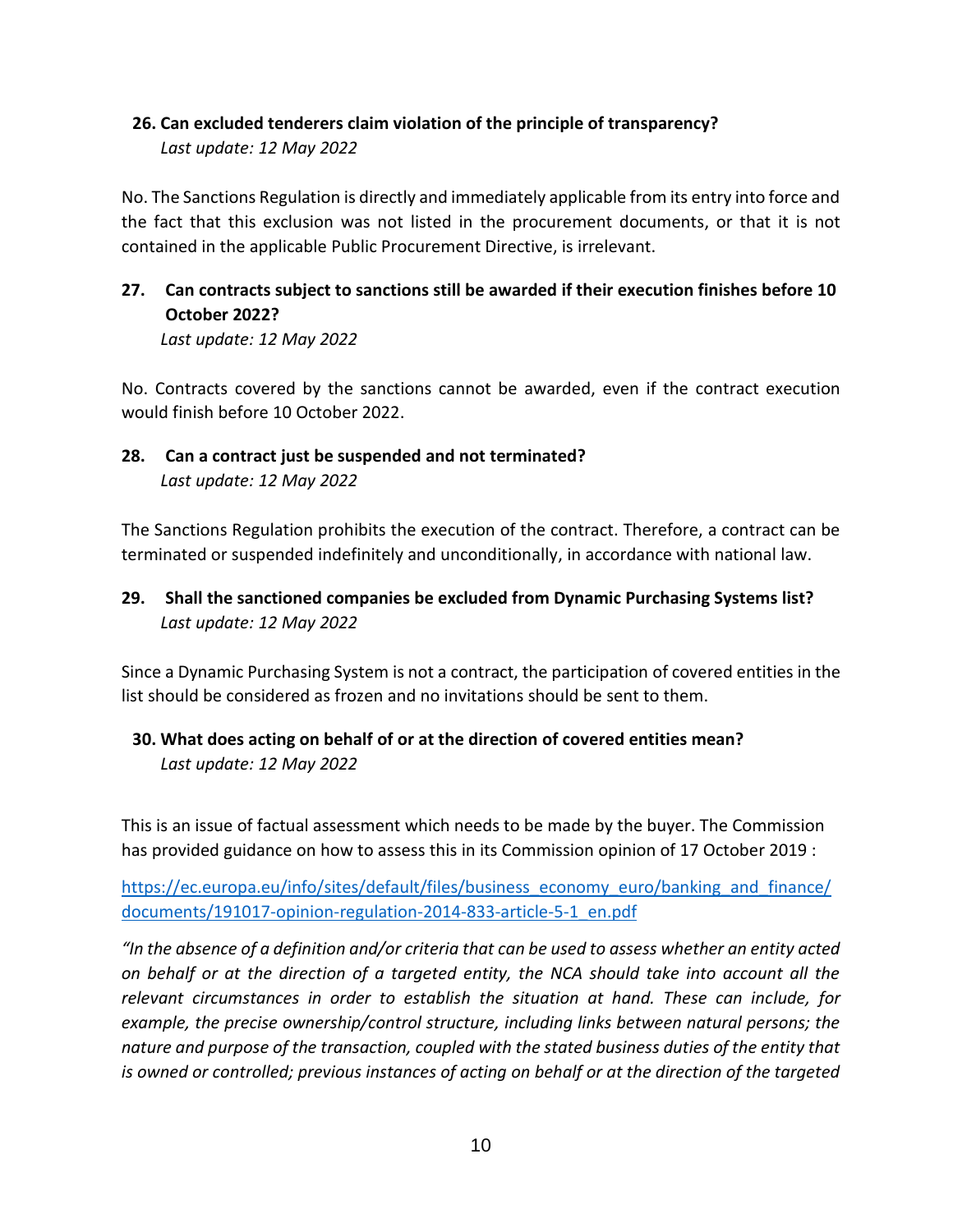### 26. Can excluded tenderers claim violation of the principle of transparency?

*Last update: 12 May 2022*

No. The Sanctions Regulation is directly and immediately applicable from its entry into force and the fact that this exclusion was not listed in the procurement documents, or that it is not contained in the applicable Public Procurement Directive, is irrelevant.

### 27. Can contracts subject to sanctions still be awarded if their execution finishes before 10 October 2022?

*Last update: 12 May 2022*

No. Contracts covered by the sanctions cannot be awarded, even if the contract execution would finish before 10 October 2022.

### 28. Can a contract just be suspended and not terminated?

*Last update: 12 May 2022*

The Sanctions Regulation prohibits the execution of the contract. Therefore, a contract can be terminated or suspended indefinitely and unconditionally, in accordance with national law.

### 29. Shall the sanctioned companies be excluded from Dynamic Purchasing Systems list?

*Last update: 12 May 2022*

Since a Dynamic Purchasing System is not a contract, the participation of covered entities in the list should be considered as frozen and no invitations should be sent to them.

### 30. What does acting on behalf of or at the direction of covered entities mean?

*Last update: 12 May 2022*

This is an issue of factual assessment which needs to be made by the buyer. The Commission has provided guidance on how to assess this in its Commission opinion of 17 October 2019 :

[https://ec.europa.eu/info/sites/default/files/business_economy_euro/banking_and_finance/documents/191017-opinion-regulation-2014-833-article-5-1_en.pdf](https://ec.europa.eu/info/sites/default/files/business_economy_euro/banking_and_finance/documents/191017-opinion-regulation-2014-833-article-5-1_en.pdf)

*"In the absence of a definition and/or criteria that can be used to assess whether an entity acted on behalf or at the direction of a targeted entity, the NCA should take into account all the relevant circumstances in order to establish the situation at hand. These can include, for example, the precise ownership/control structure, including links between natural persons; the nature and purpose of the transaction, coupled with the stated business duties of the entity that is owned or controlled; previous instances of acting on behalf or at the direction of the targeted*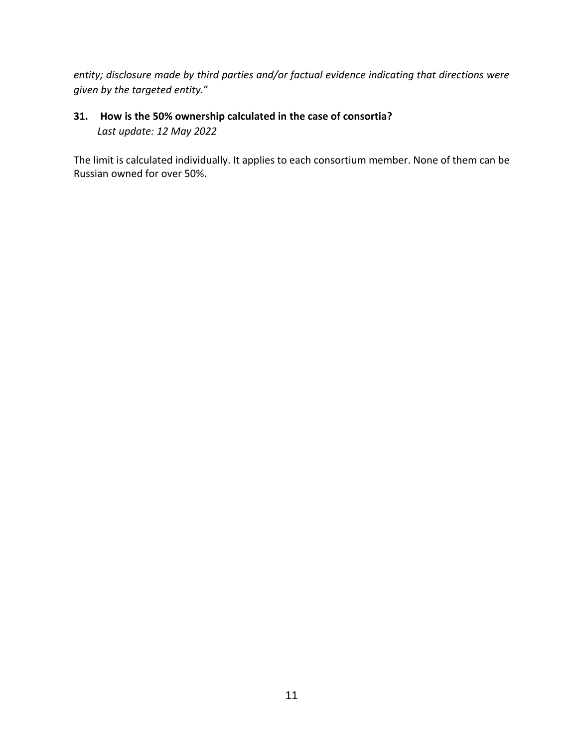*entity; disclosure made by third parties and/or factual evidence indicating that directions were given by the targeted entity.*"

**31. How is the 50% ownership calculated in the case of consortia?**
*Last update: 12 May 2022*

The limit is calculated individually. It applies to each consortium member. None of them can be Russian owned for over 50%.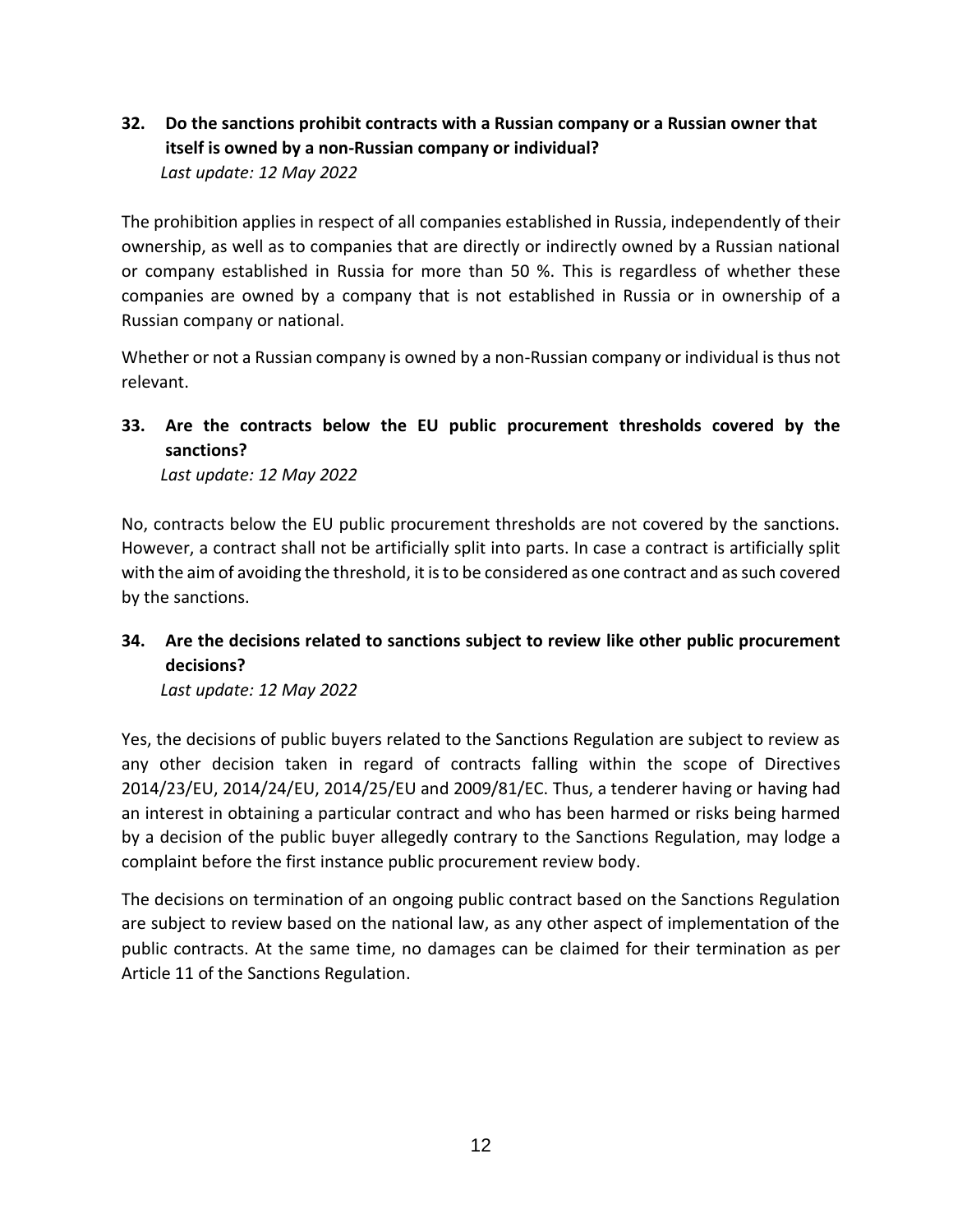### 32. Do the sanctions prohibit contracts with a Russian company or a Russian owner that itself is owned by a non-Russian company or individual?

*Last update: 12 May 2022*

The prohibition applies in respect of all companies established in Russia, independently of their ownership, as well as to companies that are directly or indirectly owned by a Russian national or company established in Russia for more than 50 %. This is regardless of whether these companies are owned by a company that is not established in Russia or in ownership of a Russian company or national.

Whether or not a Russian company is owned by a non-Russian company or individual is thus not relevant.

### 33. Are the contracts below the EU public procurement thresholds covered by the sanctions?

*Last update: 12 May 2022*

No, contracts below the EU public procurement thresholds are not covered by the sanctions. However, a contract shall not be artificially split into parts. In case a contract is artificially split with the aim of avoiding the threshold, it is to be considered as one contract and as such covered by the sanctions.

### 34. Are the decisions related to sanctions subject to review like other public procurement decisions?

*Last update: 12 May 2022*

Yes, the decisions of public buyers related to the Sanctions Regulation are subject to review as any other decision taken in regard of contracts falling within the scope of Directives 2014/23/EU, 2014/24/EU, 2014/25/EU and 2009/81/EC. Thus, a tenderer having or having had an interest in obtaining a particular contract and who has been harmed or risks being harmed by a decision of the public buyer allegedly contrary to the Sanctions Regulation, may lodge a complaint before the first instance public procurement review body.

The decisions on termination of an ongoing public contract based on the Sanctions Regulation are subject to review based on the national law, as any other aspect of implementation of the public contracts. At the same time, no damages can be claimed for their termination as per Article 11 of the Sanctions Regulation.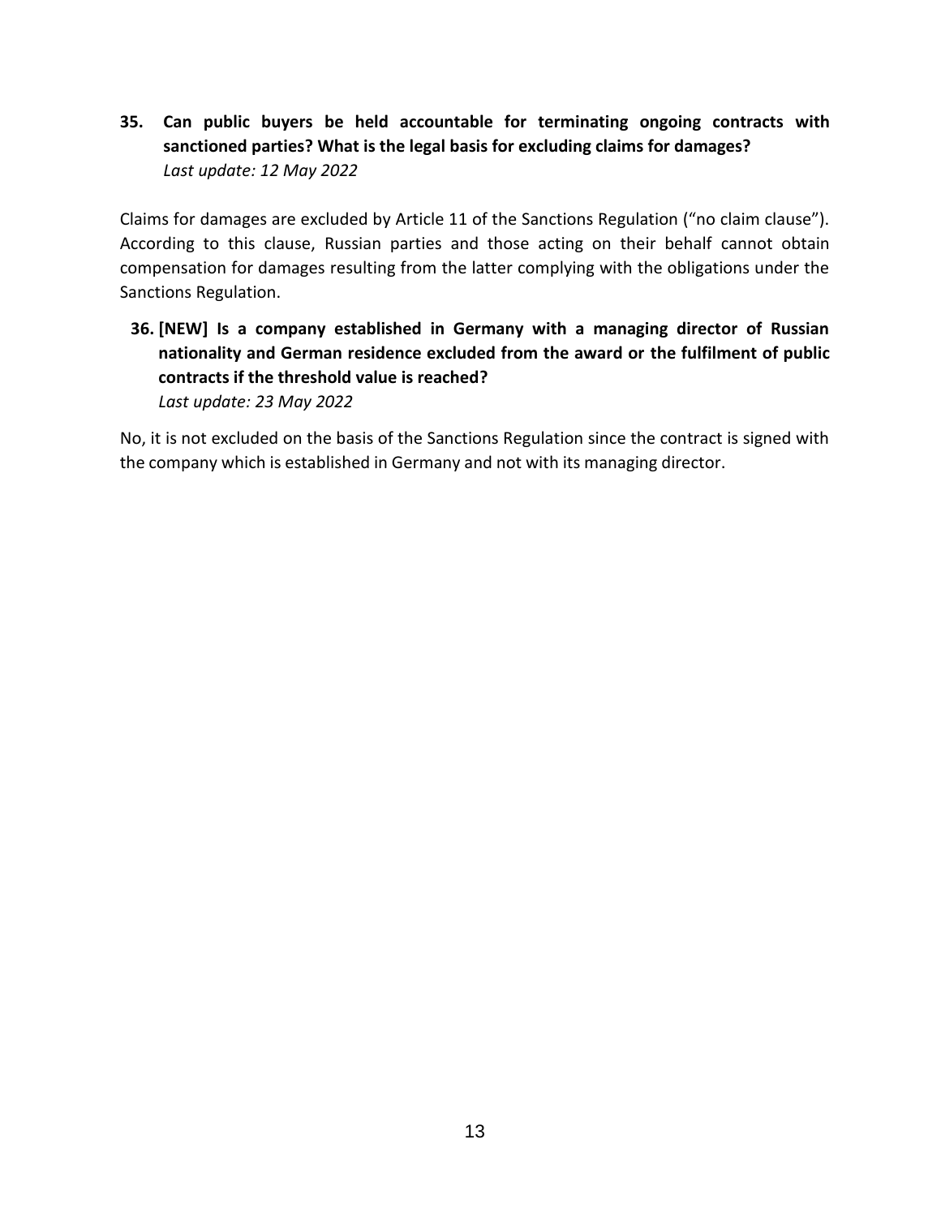**35. Can public buyers be held accountable for terminating ongoing contracts with sanctioned parties? What is the legal basis for excluding claims for damages?**
*Last update: 12 May 2022*

Claims for damages are excluded by Article 11 of the Sanctions Regulation ("no claim clause"). According to this clause, Russian parties and those acting on their behalf cannot obtain compensation for damages resulting from the latter complying with the obligations under the Sanctions Regulation.

**36. [NEW] Is a company established in Germany with a managing director of Russian nationality and German residence excluded from the award or the fulfilment of public contracts if the threshold value is reached?**
*Last update: 23 May 2022*

No, it is not excluded on the basis of the Sanctions Regulation since the contract is signed with the company which is established in Germany and not with its managing director.